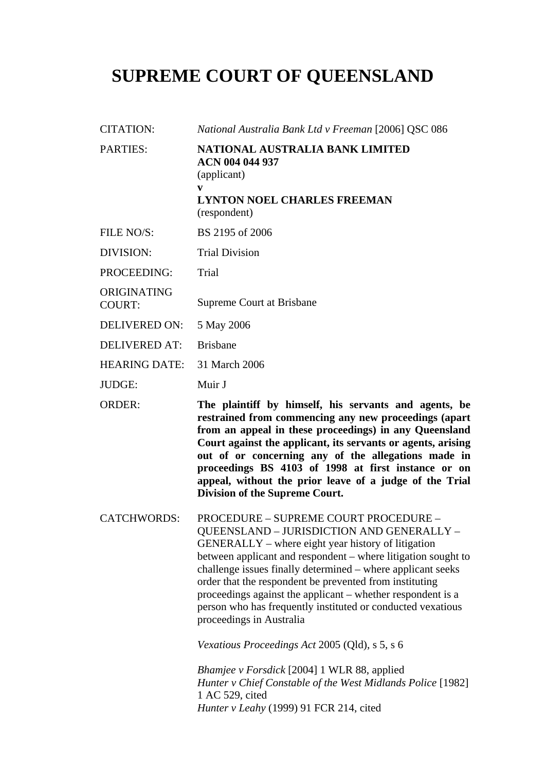# SUPREME COURT OF QUEENSLAND

| | |
|---|---|
| CITATION: | *National Australia Bank Ltd v Freeman* [2006] QSC 086 |
| PARTIES: | **NATIONAL AUSTRALIA BANK LIMITED ACN 004 044 937** (applicant) **v** **LYNTON NOEL CHARLES FREEMAN** (respondent) |
| FILE NO/S: | BS 2195 of 2006 |
| DIVISION: | Trial Division |
| PROCEEDING: | Trial |
| ORIGINATING COURT: | Supreme Court at Brisbane |
| DELIVERED ON: | 5 May 2006 |
| DELIVERED AT: | Brisbane |
| HEARING DATE: | 31 March 2006 |
| JUDGE: | Muir J |
| ORDER: | **The plaintiff by himself, his servants and agents, be restrained from commencing any new proceedings (apart from an appeal in these proceedings) in any Queensland Court against the applicant, its servants or agents, arising out of or concerning any of the allegations made in proceedings BS 4103 of 1998 at first instance or on appeal, without the prior leave of a judge of the Trial Division of the Supreme Court.** |
| CATCHWORDS: | PROCEDURE – SUPREME COURT PROCEDURE – QUEENSLAND – JURISDICTION AND GENERALLY – GENERALLY – where eight year history of litigation between applicant and respondent – where litigation sought to challenge issues finally determined – where applicant seeks order that the respondent be prevented from instituting proceedings against the applicant – whether respondent is a person who has frequently instituted or conducted vexatious proceedings in Australia<br><br>*Vexatious Proceedings Act* 2005 (Qld), s 5, s 6<br><br>*Bhamjee v Forsdick* [2004] 1 WLR 88, applied<br>*Hunter v Chief Constable of the West Midlands Police* [1982] 1 AC 529, cited<br>*Hunter v Leahy* (1999) 91 FCR 214, cited |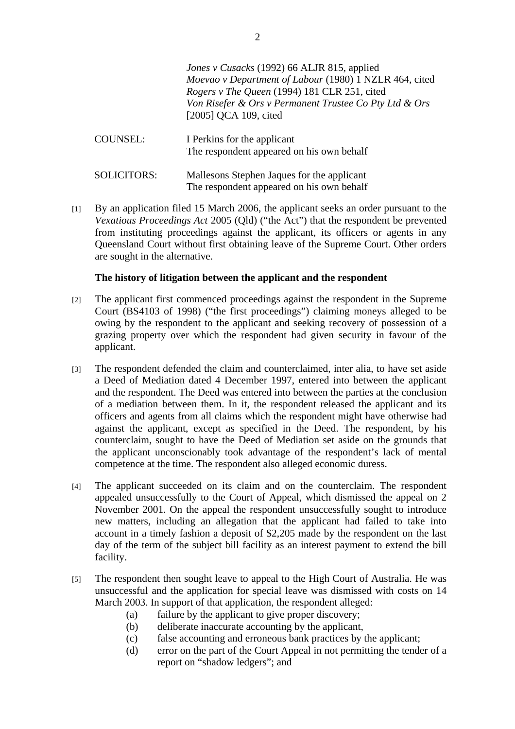*Jones v Cusacks* (1992) 66 ALJR 815, applied
*Moevao v Department of Labour* (1980) 1 NZLR 464, cited
*Rogers v The Queen* (1994) 181 CLR 251, cited
*Von Risefer & Ors v Permanent Trustee Co Pty Ltd & Ors* [2005] QCA 109, cited

COUNSEL: I Perkins for the applicant
The respondent appeared on his own behalf

SOLICITORS: Mallesons Stephen Jaques for the applicant
The respondent appeared on his own behalf

[1] By an application filed 15 March 2006, the applicant seeks an order pursuant to the *Vexatious Proceedings Act* 2005 (Qld) ("the Act") that the respondent be prevented from instituting proceedings against the applicant, its officers or agents in any Queensland Court without first obtaining leave of the Supreme Court. Other orders are sought in the alternative.

**The history of litigation between the applicant and the respondent**

[2] The applicant first commenced proceedings against the respondent in the Supreme Court (BS4103 of 1998) ("the first proceedings") claiming moneys alleged to be owing by the respondent to the applicant and seeking recovery of possession of a grazing property over which the respondent had given security in favour of the applicant.

[3] The respondent defended the claim and counterclaimed, inter alia, to have set aside a Deed of Mediation dated 4 December 1997, entered into between the applicant and the respondent. The Deed was entered into between the parties at the conclusion of a mediation between them. In it, the respondent released the applicant and its officers and agents from all claims which the respondent might have otherwise had against the applicant, except as specified in the Deed. The respondent, by his counterclaim, sought to have the Deed of Mediation set aside on the grounds that the applicant unconscionably took advantage of the respondent's lack of mental competence at the time. The respondent also alleged economic duress.

[4] The applicant succeeded on its claim and on the counterclaim. The respondent appealed unsuccessfully to the Court of Appeal, which dismissed the appeal on 2 November 2001. On the appeal the respondent unsuccessfully sought to introduce new matters, including an allegation that the applicant had failed to take into account in a timely fashion a deposit of $2,205 made by the respondent on the last day of the term of the subject bill facility as an interest payment to extend the bill facility.

[5] The respondent then sought leave to appeal to the High Court of Australia. He was unsuccessful and the application for special leave was dismissed with costs on 14 March 2003. In support of that application, the respondent alleged:

(a) failure by the applicant to give proper discovery;
(b) deliberate inaccurate accounting by the applicant,
(c) false accounting and erroneous bank practices by the applicant;
(d) error on the part of the Court Appeal in not permitting the tender of a report on "shadow ledgers"; and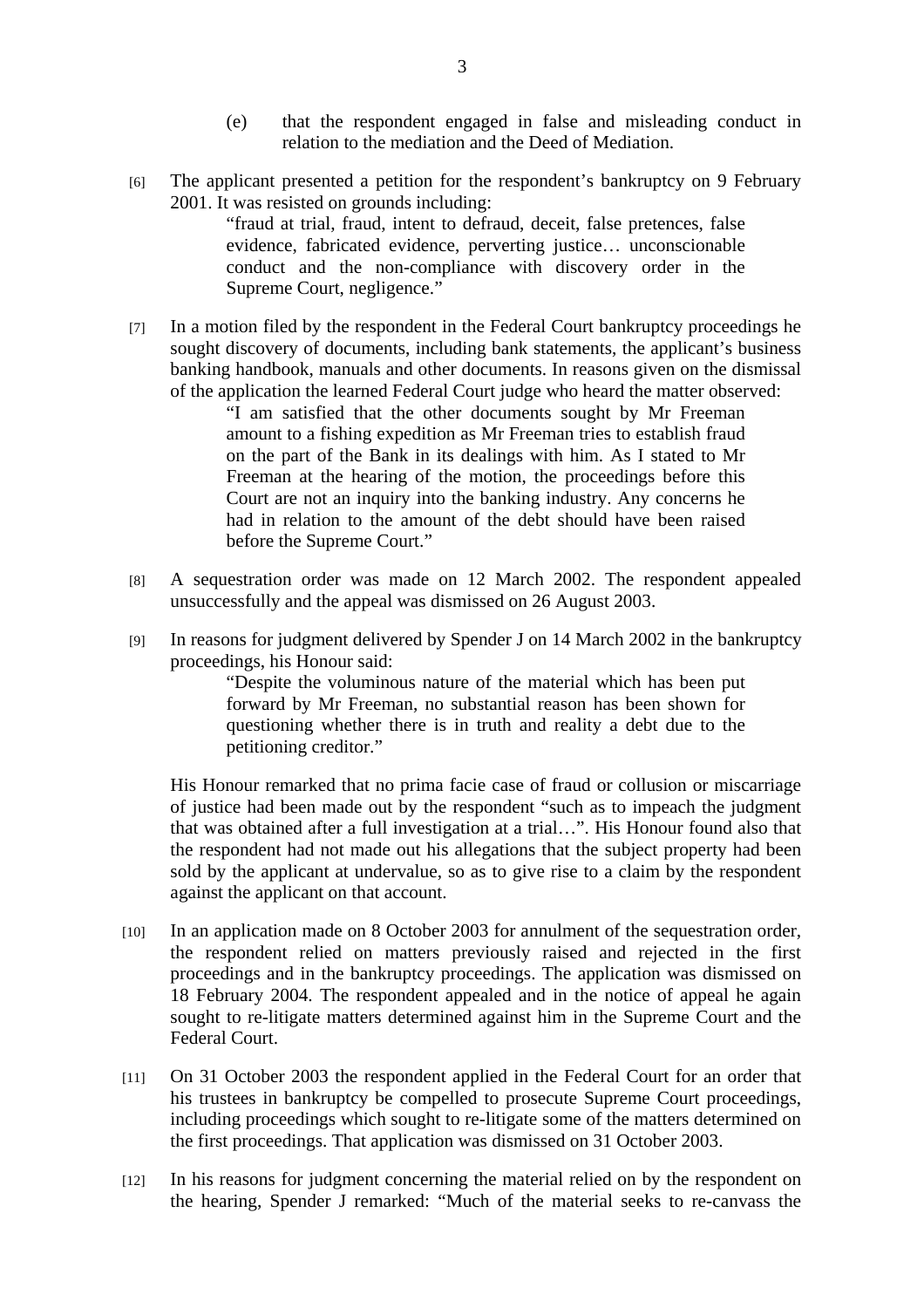(e) that the respondent engaged in false and misleading conduct in relation to the mediation and the Deed of Mediation.

[6] The applicant presented a petition for the respondent's bankruptcy on 9 February 2001. It was resisted on grounds including:

> "fraud at trial, fraud, intent to defraud, deceit, false pretences, false evidence, fabricated evidence, perverting justice… unconscionable conduct and the non-compliance with discovery order in the Supreme Court, negligence."

[7] In a motion filed by the respondent in the Federal Court bankruptcy proceedings he sought discovery of documents, including bank statements, the applicant's business banking handbook, manuals and other documents. In reasons given on the dismissal of the application the learned Federal Court judge who heard the matter observed:

> "I am satisfied that the other documents sought by Mr Freeman amount to a fishing expedition as Mr Freeman tries to establish fraud on the part of the Bank in its dealings with him. As I stated to Mr Freeman at the hearing of the motion, the proceedings before this Court are not an inquiry into the banking industry. Any concerns he had in relation to the amount of the debt should have been raised before the Supreme Court."

[8] A sequestration order was made on 12 March 2002. The respondent appealed unsuccessfully and the appeal was dismissed on 26 August 2003.

[9] In reasons for judgment delivered by Spender J on 14 March 2002 in the bankruptcy proceedings, his Honour said:

> "Despite the voluminous nature of the material which has been put forward by Mr Freeman, no substantial reason has been shown for questioning whether there is in truth and reality a debt due to the petitioning creditor."

His Honour remarked that no prima facie case of fraud or collusion or miscarriage of justice had been made out by the respondent "such as to impeach the judgment that was obtained after a full investigation at a trial…". His Honour found also that the respondent had not made out his allegations that the subject property had been sold by the applicant at undervalue, so as to give rise to a claim by the respondent against the applicant on that account.

[10] In an application made on 8 October 2003 for annulment of the sequestration order, the respondent relied on matters previously raised and rejected in the first proceedings and in the bankruptcy proceedings. The application was dismissed on 18 February 2004. The respondent appealed and in the notice of appeal he again sought to re-litigate matters determined against him in the Supreme Court and the Federal Court.

[11] On 31 October 2003 the respondent applied in the Federal Court for an order that his trustees in bankruptcy be compelled to prosecute Supreme Court proceedings, including proceedings which sought to re-litigate some of the matters determined on the first proceedings. That application was dismissed on 31 October 2003.

[12] In his reasons for judgment concerning the material relied on by the respondent on the hearing, Spender J remarked: "Much of the material seeks to re-canvass the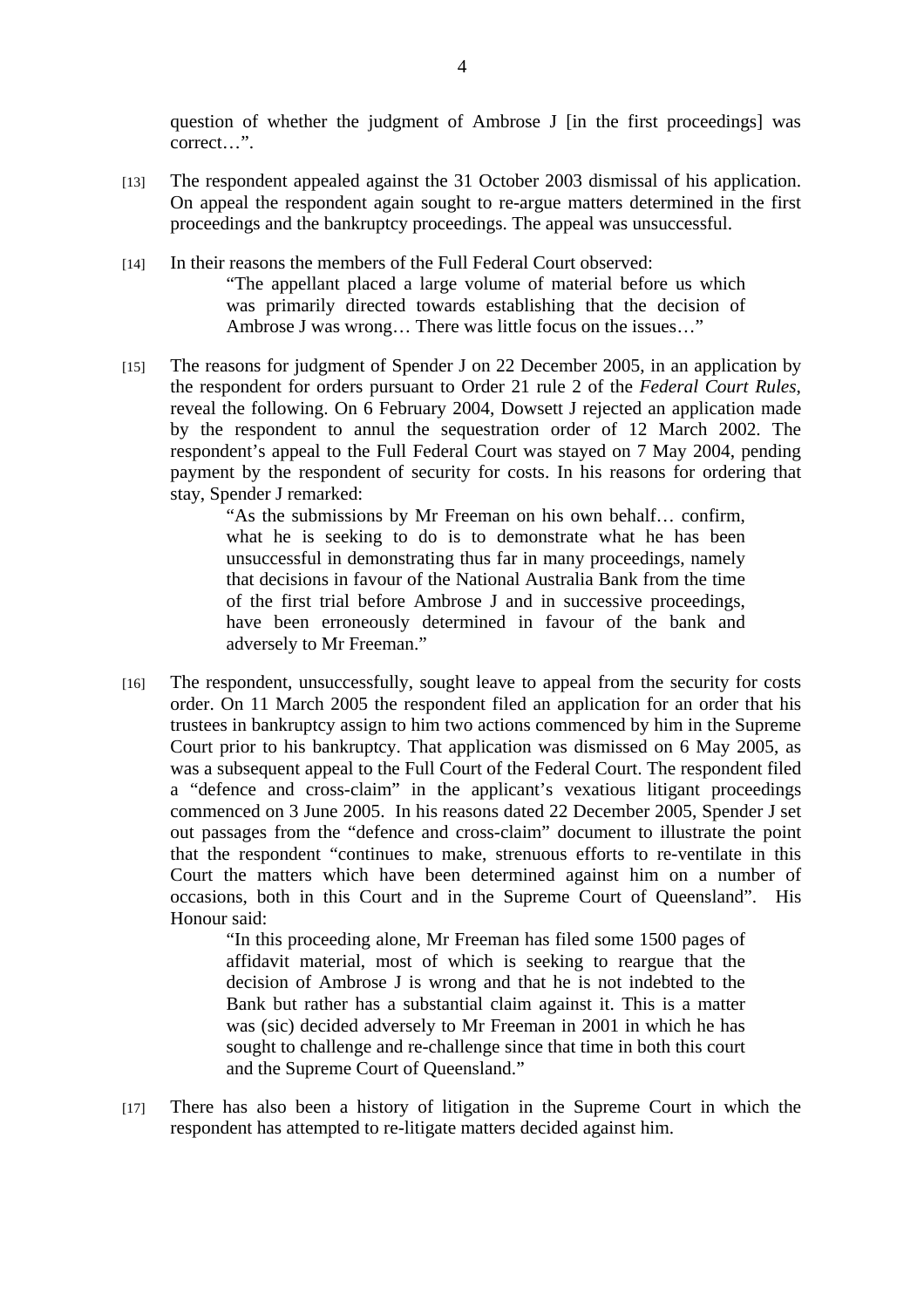question of whether the judgment of Ambrose J [in the first proceedings] was correct…".

[13] The respondent appealed against the 31 October 2003 dismissal of his application. On appeal the respondent again sought to re-argue matters determined in the first proceedings and the bankruptcy proceedings. The appeal was unsuccessful.

[14] In their reasons the members of the Full Federal Court observed:

> "The appellant placed a large volume of material before us which was primarily directed towards establishing that the decision of Ambrose J was wrong… There was little focus on the issues…"

[15] The reasons for judgment of Spender J on 22 December 2005, in an application by the respondent for orders pursuant to Order 21 rule 2 of the *Federal Court Rules*, reveal the following. On 6 February 2004, Dowsett J rejected an application made by the respondent to annul the sequestration order of 12 March 2002. The respondent's appeal to the Full Federal Court was stayed on 7 May 2004, pending payment by the respondent of security for costs. In his reasons for ordering that stay, Spender J remarked:

> "As the submissions by Mr Freeman on his own behalf… confirm, what he is seeking to do is to demonstrate what he has been unsuccessful in demonstrating thus far in many proceedings, namely that decisions in favour of the National Australia Bank from the time of the first trial before Ambrose J and in successive proceedings, have been erroneously determined in favour of the bank and adversely to Mr Freeman."

[16] The respondent, unsuccessfully, sought leave to appeal from the security for costs order. On 11 March 2005 the respondent filed an application for an order that his trustees in bankruptcy assign to him two actions commenced by him in the Supreme Court prior to his bankruptcy. That application was dismissed on 6 May 2005, as was a subsequent appeal to the Full Court of the Federal Court. The respondent filed a "defence and cross-claim" in the applicant's vexatious litigant proceedings commenced on 3 June 2005. In his reasons dated 22 December 2005, Spender J set out passages from the "defence and cross-claim" document to illustrate the point that the respondent "continues to make, strenuous efforts to re-ventilate in this Court the matters which have been determined against him on a number of occasions, both in this Court and in the Supreme Court of Queensland". His Honour said:

> "In this proceeding alone, Mr Freeman has filed some 1500 pages of affidavit material, most of which is seeking to reargue that the decision of Ambrose J is wrong and that he is not indebted to the Bank but rather has a substantial claim against it. This is a matter was (sic) decided adversely to Mr Freeman in 2001 in which he has sought to challenge and re-challenge since that time in both this court and the Supreme Court of Queensland."

[17] There has also been a history of litigation in the Supreme Court in which the respondent has attempted to re-litigate matters decided against him.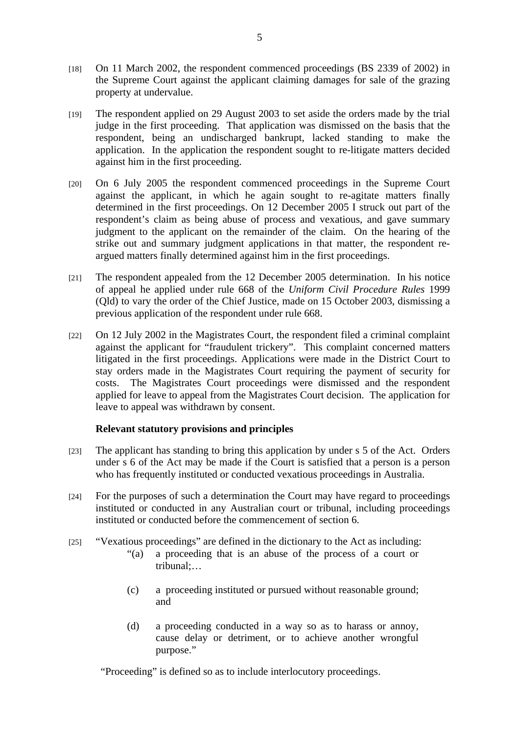[18] On 11 March 2002, the respondent commenced proceedings (BS 2339 of 2002) in the Supreme Court against the applicant claiming damages for sale of the grazing property at undervalue.

[19] The respondent applied on 29 August 2003 to set aside the orders made by the trial judge in the first proceeding. That application was dismissed on the basis that the respondent, being an undischarged bankrupt, lacked standing to make the application. In the application the respondent sought to re-litigate matters decided against him in the first proceeding.

[20] On 6 July 2005 the respondent commenced proceedings in the Supreme Court against the applicant, in which he again sought to re-agitate matters finally determined in the first proceedings. On 12 December 2005 I struck out part of the respondent's claim as being abuse of process and vexatious, and gave summary judgment to the applicant on the remainder of the claim. On the hearing of the strike out and summary judgment applications in that matter, the respondent re-argued matters finally determined against him in the first proceedings.

[21] The respondent appealed from the 12 December 2005 determination. In his notice of appeal he applied under rule 668 of the *Uniform Civil Procedure Rules* 1999 (Qld) to vary the order of the Chief Justice, made on 15 October 2003, dismissing a previous application of the respondent under rule 668.

[22] On 12 July 2002 in the Magistrates Court, the respondent filed a criminal complaint against the applicant for "fraudulent trickery". This complaint concerned matters litigated in the first proceedings. Applications were made in the District Court to stay orders made in the Magistrates Court requiring the payment of security for costs. The Magistrates Court proceedings were dismissed and the respondent applied for leave to appeal from the Magistrates Court decision. The application for leave to appeal was withdrawn by consent.

**Relevant statutory provisions and principles**

[23] The applicant has standing to bring this application by under s 5 of the Act. Orders under s 6 of the Act may be made if the Court is satisfied that a person is a person who has frequently instituted or conducted vexatious proceedings in Australia.

[24] For the purposes of such a determination the Court may have regard to proceedings instituted or conducted in any Australian court or tribunal, including proceedings instituted or conducted before the commencement of section 6.

[25] "Vexatious proceedings" are defined in the dictionary to the Act as including:

> "(a) a proceeding that is an abuse of the process of a court or tribunal;…
>
> (c) a proceeding instituted or pursued without reasonable ground; and
>
> (d) a proceeding conducted in a way so as to harass or annoy, cause delay or detriment, or to achieve another wrongful purpose."

"Proceeding" is defined so as to include interlocutory proceedings.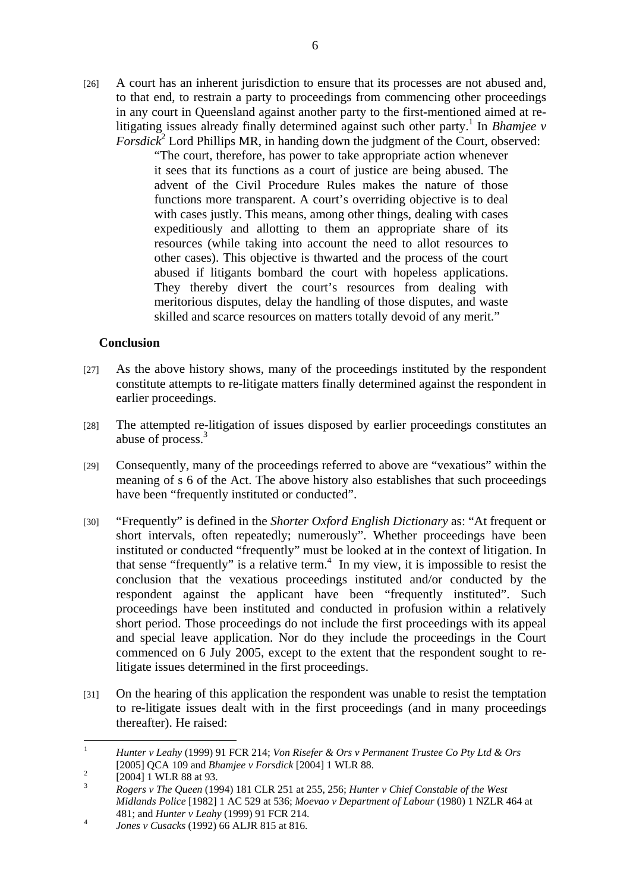[26] A court has an inherent jurisdiction to ensure that its processes are not abused and, to that end, to restrain a party to proceedings from commencing other proceedings in any court in Queensland against another party to the first-mentioned aimed at re-litigating issues already finally determined against such other party.[1] In *Bhamjee v Forsdick*[2] Lord Phillips MR, in handing down the judgment of the Court, observed:

> "The court, therefore, has power to take appropriate action whenever it sees that its functions as a court of justice are being abused. The advent of the Civil Procedure Rules makes the nature of those functions more transparent. A court's overriding objective is to deal with cases justly. This means, among other things, dealing with cases expeditiously and allotting to them an appropriate share of its resources (while taking into account the need to allot resources to other cases). This objective is thwarted and the process of the court abused if litigants bombard the court with hopeless applications. They thereby divert the court's resources from dealing with meritorious disputes, delay the handling of those disputes, and waste skilled and scarce resources on matters totally devoid of any merit."

**Conclusion**

[27] As the above history shows, many of the proceedings instituted by the respondent constitute attempts to re-litigate matters finally determined against the respondent in earlier proceedings.

[28] The attempted re-litigation of issues disposed by earlier proceedings constitutes an abuse of process.[3]

[29] Consequently, many of the proceedings referred to above are "vexatious" within the meaning of s 6 of the Act. The above history also establishes that such proceedings have been "frequently instituted or conducted".

[30] "Frequently" is defined in the *Shorter Oxford English Dictionary* as: "At frequent or short intervals, often repeatedly; numerously". Whether proceedings have been instituted or conducted "frequently" must be looked at in the context of litigation. In that sense "frequently" is a relative term.[4] In my view, it is impossible to resist the conclusion that the vexatious proceedings instituted and/or conducted by the respondent against the applicant have been "frequently instituted". Such proceedings have been instituted and conducted in profusion within a relatively short period. Those proceedings do not include the first proceedings with its appeal and special leave application. Nor do they include the proceedings in the Court commenced on 6 July 2005, except to the extent that the respondent sought to re-litigate issues determined in the first proceedings.

[31] On the hearing of this application the respondent was unable to resist the temptation to re-litigate issues dealt with in the first proceedings (and in many proceedings thereafter). He raised:

---

[1] *Hunter v Leahy* (1999) 91 FCR 214; *Von Risefer & Ors v Permanent Trustee Co Pty Ltd & Ors* [2005] QCA 109 and *Bhamjee v Forsdick* [2004] 1 WLR 88.

[2] [2004] 1 WLR 88 at 93.

[3] *Rogers v The Queen* (1994) 181 CLR 251 at 255, 256; *Hunter v Chief Constable of the West Midlands Police* [1982] 1 AC 529 at 536; *Moevao v Department of Labour* (1980) 1 NZLR 464 at 481; and *Hunter v Leahy* (1999) 91 FCR 214.

[4] *Jones v Cusacks* (1992) 66 ALJR 815 at 816.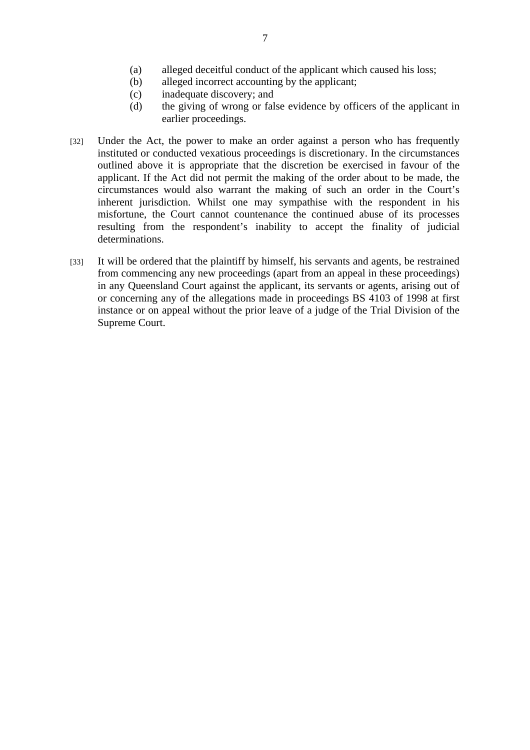(a) alleged deceitful conduct of the applicant which caused his loss;
(b) alleged incorrect accounting by the applicant;
(c) inadequate discovery; and
(d) the giving of wrong or false evidence by officers of the applicant in earlier proceedings.

[32] Under the Act, the power to make an order against a person who has frequently instituted or conducted vexatious proceedings is discretionary. In the circumstances outlined above it is appropriate that the discretion be exercised in favour of the applicant. If the Act did not permit the making of the order about to be made, the circumstances would also warrant the making of such an order in the Court's inherent jurisdiction. Whilst one may sympathise with the respondent in his misfortune, the Court cannot countenance the continued abuse of its processes resulting from the respondent's inability to accept the finality of judicial determinations.

[33] It will be ordered that the plaintiff by himself, his servants and agents, be restrained from commencing any new proceedings (apart from an appeal in these proceedings) in any Queensland Court against the applicant, its servants or agents, arising out of or concerning any of the allegations made in proceedings BS 4103 of 1998 at first instance or on appeal without the prior leave of a judge of the Trial Division of the Supreme Court.